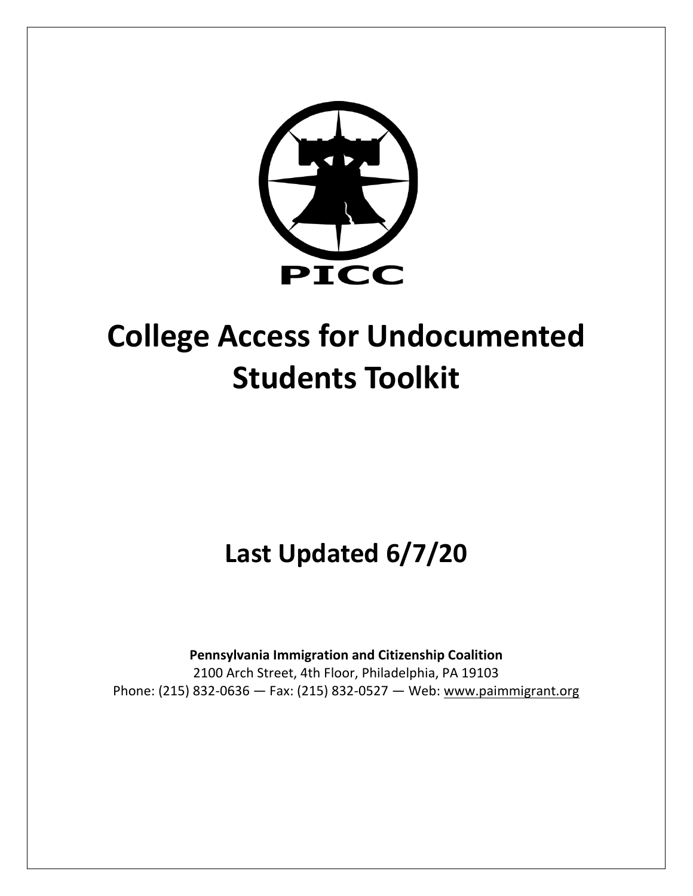PICC

# College Access for Undocumented Students Toolkit

## Last Updated 6/7/20

**Pennsylvania Immigration and Citizenship Coalition**
2100 Arch Street, 4th Floor, Philadelphia, PA 19103
Phone: (215) 832-0636 — Fax: (215) 832-0527 — Web: www.paimmigrant.org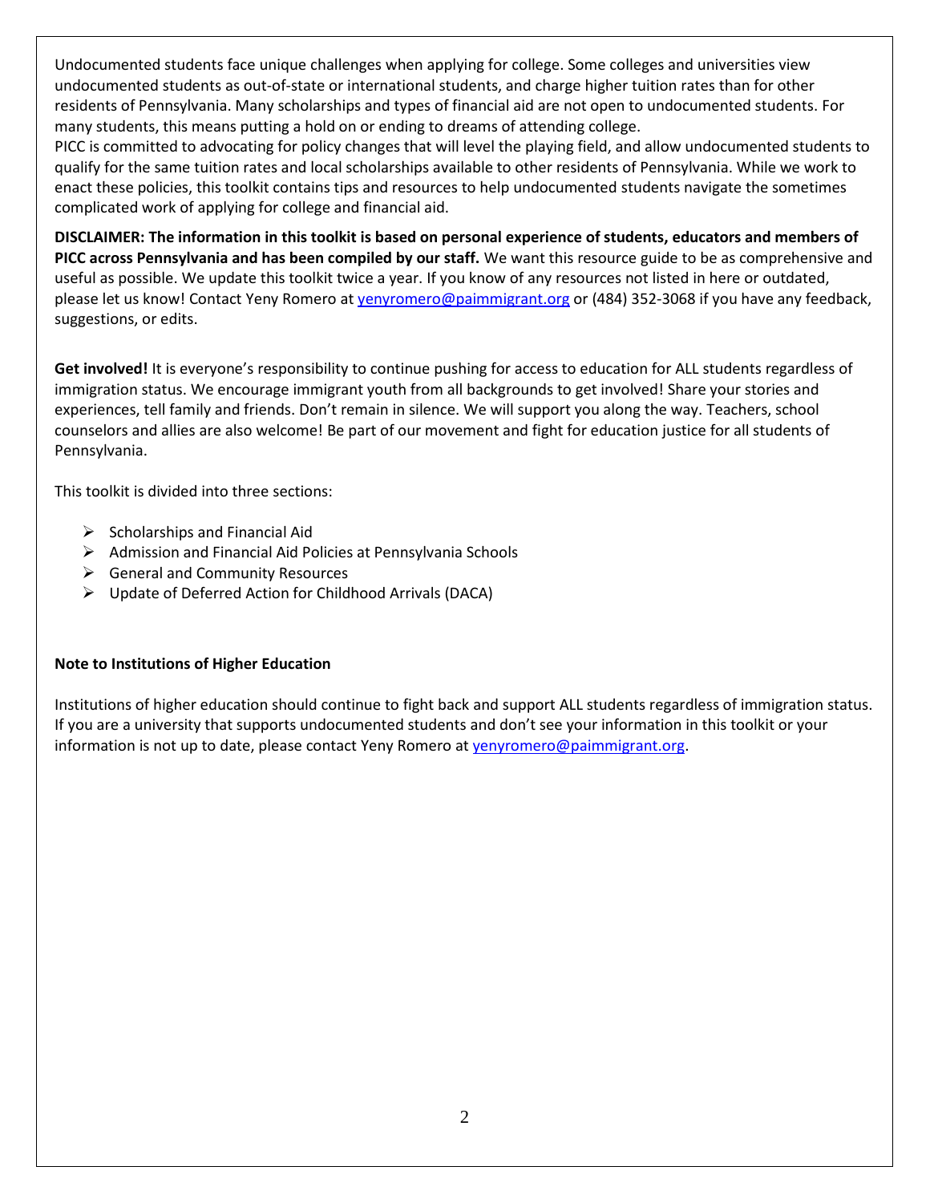Undocumented students face unique challenges when applying for college. Some colleges and universities view undocumented students as out-of-state or international students, and charge higher tuition rates than for other residents of Pennsylvania. Many scholarships and types of financial aid are not open to undocumented students. For many students, this means putting a hold on or ending to dreams of attending college.
PICC is committed to advocating for policy changes that will level the playing field, and allow undocumented students to qualify for the same tuition rates and local scholarships available to other residents of Pennsylvania. While we work to enact these policies, this toolkit contains tips and resources to help undocumented students navigate the sometimes complicated work of applying for college and financial aid.

**DISCLAIMER: The information in this toolkit is based on personal experience of students, educators and members of PICC across Pennsylvania and has been compiled by our staff.** We want this resource guide to be as comprehensive and useful as possible. We update this toolkit twice a year. If you know of any resources not listed in here or outdated, please let us know! Contact Yeny Romero at [yenyromero@paimmigrant.org](mailto:yenyromero@paimmigrant.org) or (484) 352-3068 if you have any feedback, suggestions, or edits.

**Get involved!** It is everyone's responsibility to continue pushing for access to education for ALL students regardless of immigration status. We encourage immigrant youth from all backgrounds to get involved! Share your stories and experiences, tell family and friends. Don't remain in silence. We will support you along the way. Teachers, school counselors and allies are also welcome! Be part of our movement and fight for education justice for all students of Pennsylvania.

This toolkit is divided into three sections:

- Scholarships and Financial Aid
- Admission and Financial Aid Policies at Pennsylvania Schools
- General and Community Resources
- Update of Deferred Action for Childhood Arrivals (DACA)

**Note to Institutions of Higher Education**

Institutions of higher education should continue to fight back and support ALL students regardless of immigration status. If you are a university that supports undocumented students and don't see your information in this toolkit or your information is not up to date, please contact Yeny Romero at [yenyromero@paimmigrant.org](mailto:yenyromero@paimmigrant.org).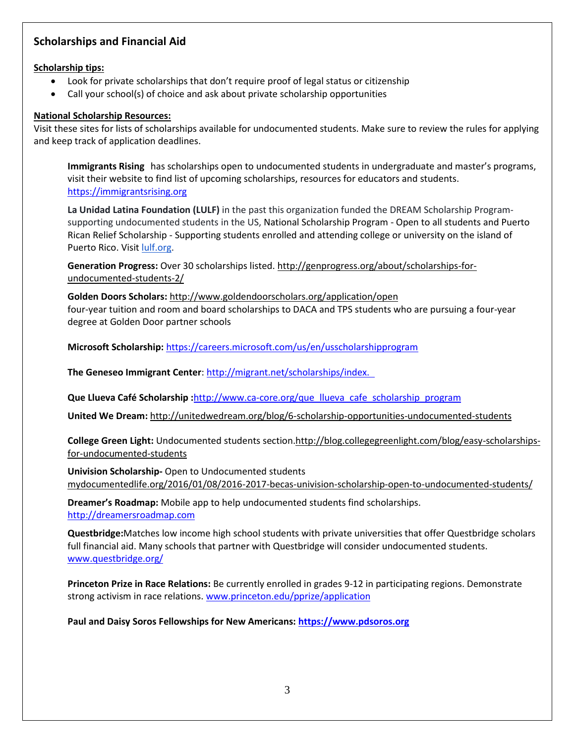## Scholarships and Financial Aid

**Scholarship tips:**

- Look for private scholarships that don't require proof of legal status or citizenship
- Call your school(s) of choice and ask about private scholarship opportunities

**National Scholarship Resources:**

Visit these sites for lists of scholarships available for undocumented students. Make sure to review the rules for applying and keep track of application deadlines.

**Immigrants Rising** has scholarships open to undocumented students in undergraduate and master's programs, visit their website to find list of upcoming scholarships, resources for educators and students. https://immigrantsrising.org

**La Unidad Latina Foundation (LULF)** in the past this organization funded the DREAM Scholarship Program- supporting undocumented students in the US, National Scholarship Program - Open to all students and Puerto Rican Relief Scholarship - Supporting students enrolled and attending college or university on the island of Puerto Rico. Visit lulf.org.

**Generation Progress:** Over 30 scholarships listed. http://genprogress.org/about/scholarships-for-undocumented-students-2/

**Golden Doors Scholars:** http://www.goldendoorscholars.org/application/open
four-year tuition and room and board scholarships to DACA and TPS students who are pursuing a four-year degree at Golden Door partner schools

**Microsoft Scholarship:** https://careers.microsoft.com/us/en/usscholarshipprogram

**The Geneseo Immigrant Center**: http://migrant.net/scholarships/index.

**Que Llueva Café Scholarship :**http://www.ca-core.org/que_llueva_cafe_scholarship_program

**United We Dream:** http://unitedwedream.org/blog/6-scholarship-opportunities-undocumented-students

**College Green Light:** Undocumented students section.http://blog.collegegreenlight.com/blog/easy-scholarships-for-undocumented-students

**Univision Scholarship-** Open to Undocumented students
mydocumentedlife.org/2016/01/08/2016-2017-becas-univision-scholarship-open-to-undocumented-students/

**Dreamer's Roadmap:** Mobile app to help undocumented students find scholarships.
http://dreamersroadmap.com

**Questbridge:**Matches low income high school students with private universities that offer Questbridge scholars full financial aid. Many schools that partner with Questbridge will consider undocumented students.
www.questbridge.org/

**Princeton Prize in Race Relations:** Be currently enrolled in grades 9-12 in participating regions. Demonstrate strong activism in race relations. www.princeton.edu/pprize/application

**Paul and Daisy Soros Fellowships for New Americans: https://www.pdsoros.org**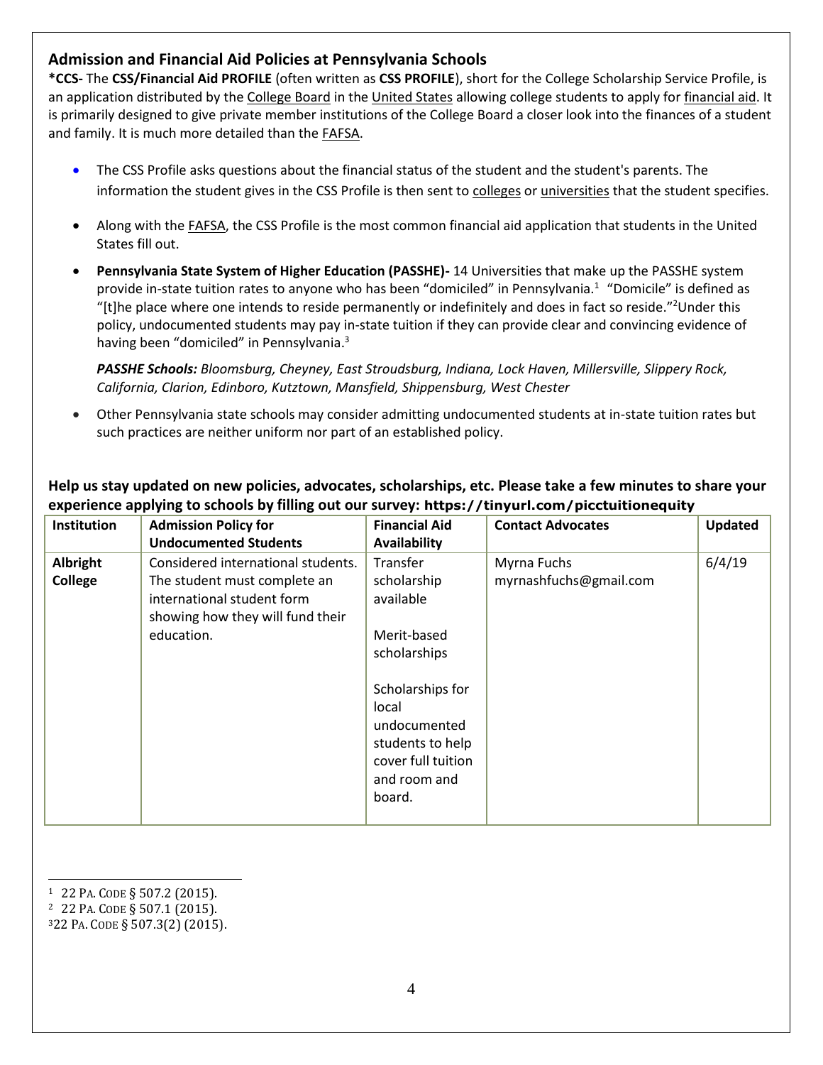## Admission and Financial Aid Policies at Pennsylvania Schools

***CCS-** The **CSS/Financial Aid PROFILE** (often written as **CSS PROFILE**), short for the College Scholarship Service Profile, is an application distributed by the College Board in the United States allowing college students to apply for financial aid. It is primarily designed to give private member institutions of the College Board a closer look into the finances of a student and family. It is much more detailed than the FAFSA.

- The CSS Profile asks questions about the financial status of the student and the student's parents. The information the student gives in the CSS Profile is then sent to colleges or universities that the student specifies.
- Along with the FAFSA, the CSS Profile is the most common financial aid application that students in the United States fill out.
- **Pennsylvania State System of Higher Education (PASSHE)-** 14 Universities that make up the PASSHE system provide in-state tuition rates to anyone who has been "domiciled" in Pennsylvania.[1] "Domicile" is defined as "[t]he place where one intends to reside permanently or indefinitely and does in fact so reside."[2] Under this policy, undocumented students may pay in-state tuition if they can provide clear and convincing evidence of having been "domiciled" in Pennsylvania.[3]

  ***PASSHE Schools:** Bloomsburg, Cheyney, East Stroudsburg, Indiana, Lock Haven, Millersville, Slippery Rock, California, Clarion, Edinboro, Kutztown, Mansfield, Shippensburg, West Chester*

- Other Pennsylvania state schools may consider admitting undocumented students at in-state tuition rates but such practices are neither uniform nor part of an established policy.

**Help us stay updated on new policies, advocates, scholarships, etc. Please take a few minutes to share your experience applying to schools by filling out our survey: https://tinyurl.com/picctuitionequity**

| Institution | Admission Policy for Undocumented Students | Financial Aid Availability | Contact Advocates | Updated |
|---|---|---|---|---|
| **Albright College** | Considered international students. The student must complete an international student form showing how they will fund their education. | Transfer scholarship available<br><br>Merit-based scholarships<br><br>Scholarships for local undocumented students to help cover full tuition and room and board. | Myrna Fuchs<br>myrnashfuchs@gmail.com | 6/4/19 |

[1] 22 PA. CODE § 507.2 (2015).
[2] 22 PA. CODE § 507.1 (2015).
[3] 22 PA. CODE § 507.3(2) (2015).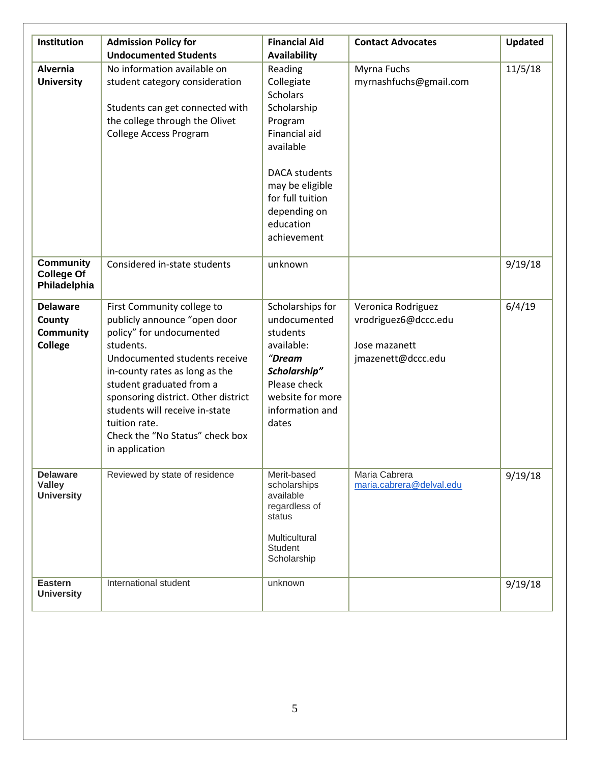| Institution | Admission Policy for Undocumented Students | Financial Aid Availability | Contact Advocates | Updated |
|---|---|---|---|---|
| **Alvernia University** | No information available on student category consideration<br><br>Students can get connected with the college through the Olivet College Access Program | Reading Collegiate Scholars Scholarship Program Financial aid available<br><br>DACA students may be eligible for full tuition depending on education achievement | Myrna Fuchs myrnashfuchs@gmail.com | 11/5/18 |
| **Community College Of Philadelphia** | Considered in-state students | unknown | | 9/19/18 |
| **Delaware County Community College** | First Community college to publicly announce "open door policy" for undocumented students.<br>Undocumented students receive in-county rates as long as the student graduated from a sponsoring district. Other district students will receive in-state tuition rate.<br>Check the "No Status" check box in application | Scholarships for undocumented students available: ***"Dream Scholarship"*** Please check website for more information and dates | Veronica Rodriguez vrodriguez6@dccc.edu<br><br>Jose mazanett jmazenett@dccc.edu | 6/4/19 |
| **Delaware Valley University** | Reviewed by state of residence | Merit-based scholarships available regardless of status<br><br>Multicultural Student Scholarship | Maria Cabrera maria.cabrera@delval.edu | 9/19/18 |
| **Eastern University** | International student | unknown | | 9/19/18 |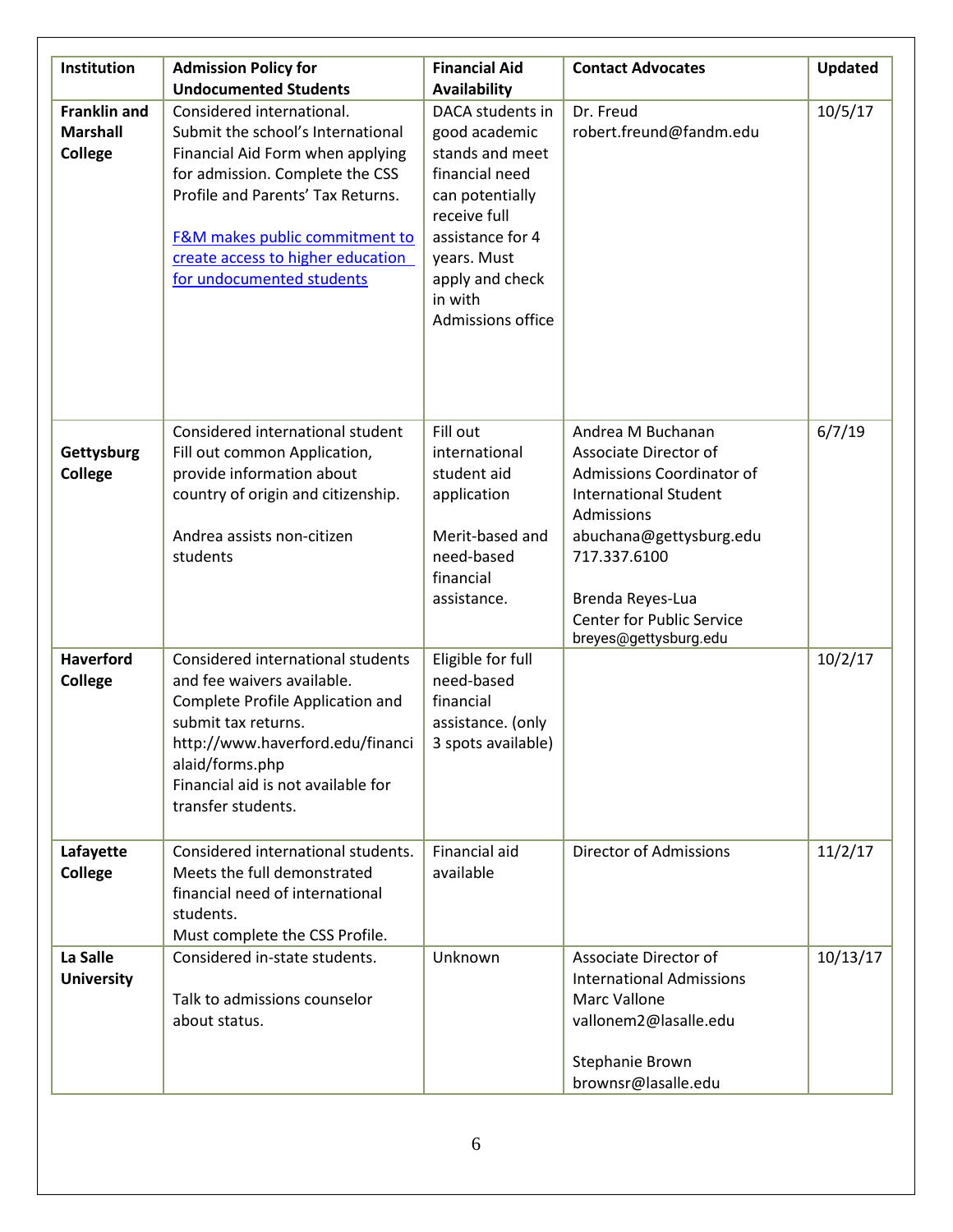| Institution | Admission Policy for Undocumented Students | Financial Aid Availability | Contact Advocates | Updated |
|---|---|---|---|---|
| **Franklin and Marshall College** | Considered international. Submit the school's International Financial Aid Form when applying for admission. Complete the CSS Profile and Parents' Tax Returns.<br><br>F&M makes public commitment to create access to higher education for undocumented students | DACA students in good academic stands and meet financial need can potentially receive full assistance for 4 years. Must apply and check in with Admissions office | Dr. Freud<br>robert.freund@fandm.edu | 10/5/17 |
| **Gettysburg College** | Considered international student<br>Fill out common Application, provide information about country of origin and citizenship.<br><br>Andrea assists non-citizen students | Fill out international student aid application<br><br>Merit-based and need-based financial assistance. | Andrea M Buchanan<br>Associate Director of Admissions Coordinator of International Student Admissions<br>abuchana@gettysburg.edu<br>717.337.6100<br><br>Brenda Reyes-Lua<br>Center for Public Service<br>breyes@gettysburg.edu | 6/7/19 |
| **Haverford College** | Considered international students and fee waivers available. Complete Profile Application and submit tax returns.<br>http://www.haverford.edu/financialaid/forms.php<br>Financial aid is not available for transfer students. | Eligible for full need-based financial assistance. (only 3 spots available) | | 10/2/17 |
| **Lafayette College** | Considered international students. Meets the full demonstrated financial need of international students.<br>Must complete the CSS Profile. | Financial aid available | Director of Admissions | 11/2/17 |
| **La Salle University** | Considered in-state students.<br><br>Talk to admissions counselor about status. | Unknown | Associate Director of International Admissions<br>Marc Vallone<br>vallonem2@lasalle.edu<br><br>Stephanie Brown<br>brownsr@lasalle.edu | 10/13/17 |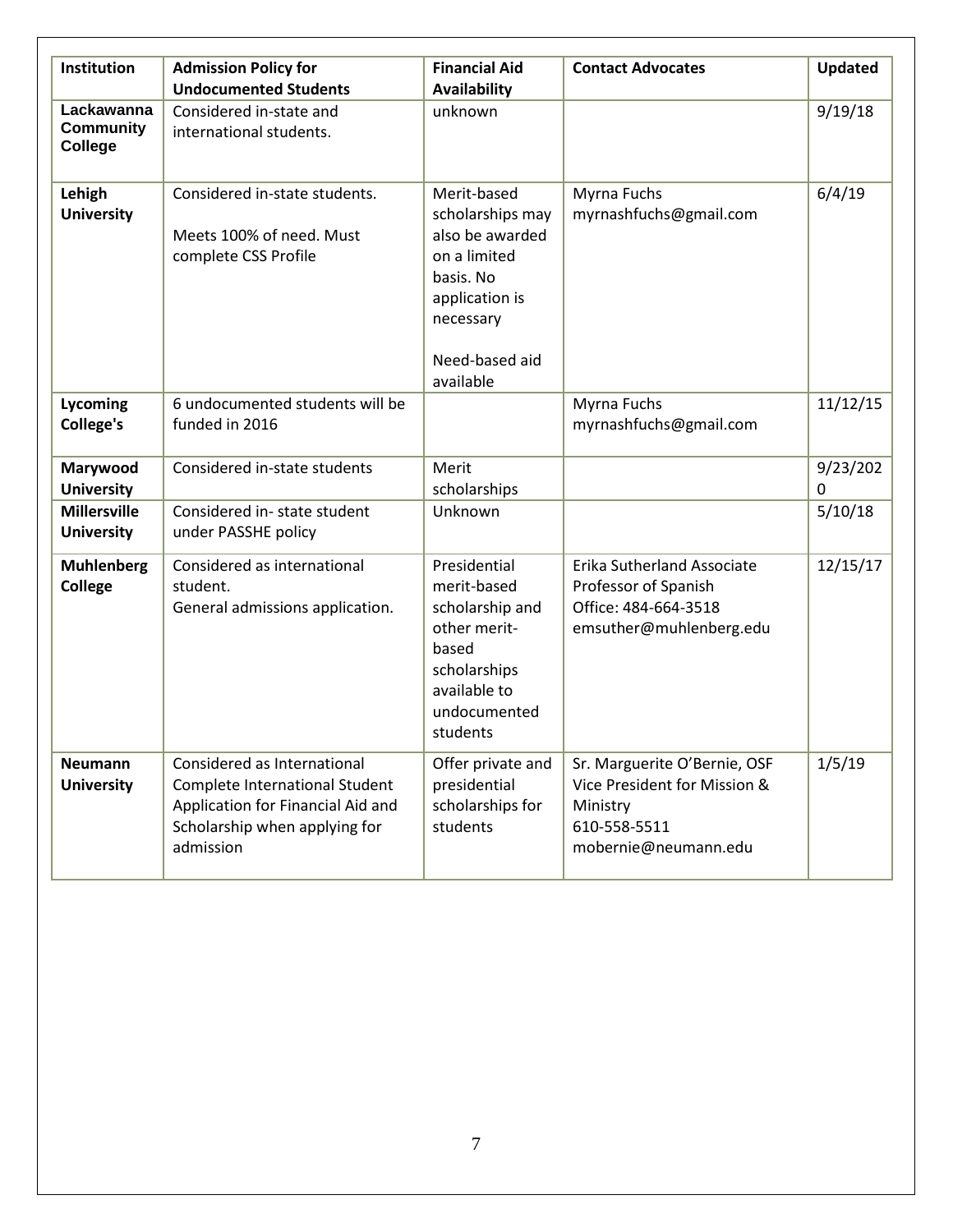| Institution | Admission Policy for Undocumented Students | Financial Aid Availability | Contact Advocates | Updated |
|---|---|---|---|---|
| **Lackawanna Community College** | Considered in-state and international students. | unknown | | 9/19/18 |
| **Lehigh University** | Considered in-state students.<br><br>Meets 100% of need. Must complete CSS Profile | Merit-based scholarships may also be awarded on a limited basis. No application is necessary<br><br>Need-based aid available | Myrna Fuchs<br>myrnashfuchs@gmail.com | 6/4/19 |
| **Lycoming College's** | 6 undocumented students will be funded in 2016 | | Myrna Fuchs<br>myrnashfuchs@gmail.com | 11/12/15 |
| **Marywood University** | Considered in-state students | Merit scholarships | | 9/23/2020 |
| **Millersville University** | Considered in- state student under PASSHE policy | Unknown | | 5/10/18 |
| **Muhlenberg College** | Considered as international student.<br>General admissions application. | Presidential merit-based scholarship and other merit-based scholarships available to undocumented students | Erika Sutherland Associate Professor of Spanish<br>Office: 484-664-3518<br>emsuther@muhlenberg.edu | 12/15/17 |
| **Neumann University** | Considered as International Complete International Student Application for Financial Aid and Scholarship when applying for admission | Offer private and presidential scholarships for students | Sr. Marguerite O'Bernie, OSF Vice President for Mission & Ministry<br>610-558-5511<br>mobernie@neumann.edu | 1/5/19 |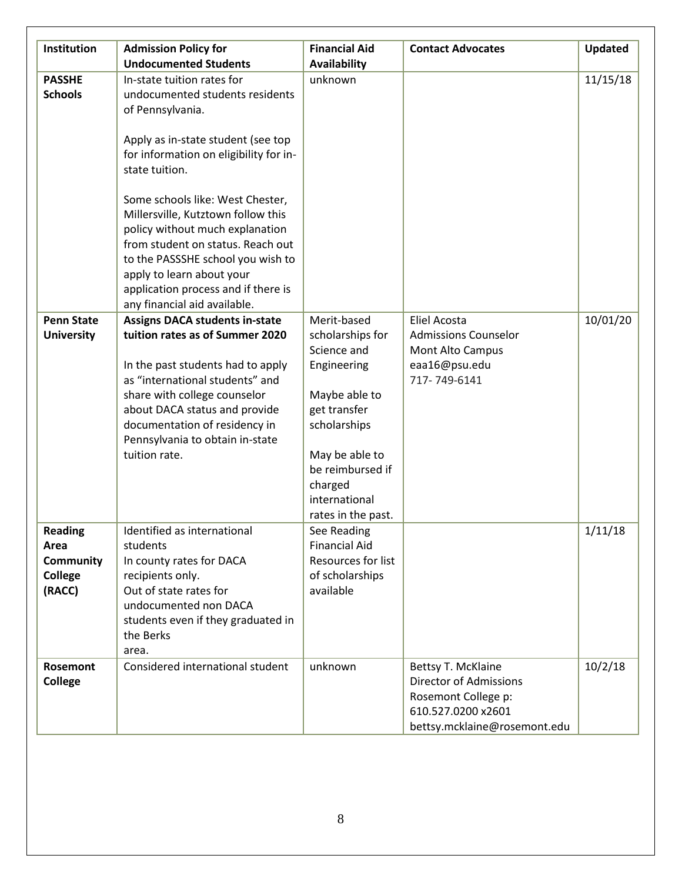| Institution | Admission Policy for Undocumented Students | Financial Aid Availability | Contact Advocates | Updated |
|---|---|---|---|---|
| **PASSHE Schools** | In-state tuition rates for undocumented students residents of Pennsylvania.<br><br>Apply as in-state student (see top for information on eligibility for in-state tuition.<br><br>Some schools like: West Chester, Millersville, Kutztown follow this policy without much explanation from student on status. Reach out to the PASSSHE school you wish to apply to learn about your application process and if there is any financial aid available. | unknown | | 11/15/18 |
| **Penn State University** | **Assigns DACA students in-state tuition rates as of Summer 2020**<br><br>In the past students had to apply as "international students" and share with college counselor about DACA status and provide documentation of residency in Pennsylvania to obtain in-state tuition rate. | Merit-based scholarships for Science and Engineering<br><br>Maybe able to get transfer scholarships<br><br>May be able to be reimbursed if charged international rates in the past. | Eliel Acosta<br>Admissions Counselor<br>Mont Alto Campus<br>eaa16@psu.edu<br>717- 749-6141 | 10/01/20 |
| **Reading Area Community College (RACC)** | Identified as international students<br>In county rates for DACA recipients only.<br>Out of state rates for undocumented non DACA students even if they graduated in the Berks area. | See Reading Financial Aid Resources for list of scholarships available | | 1/11/18 |
| **Rosemont College** | Considered international student | unknown | Bettsy T. McKlaine<br>Director of Admissions<br>Rosemont College p: 610.527.0200 x2601<br>bettsy.mcklaine@rosemont.edu | 10/2/18 |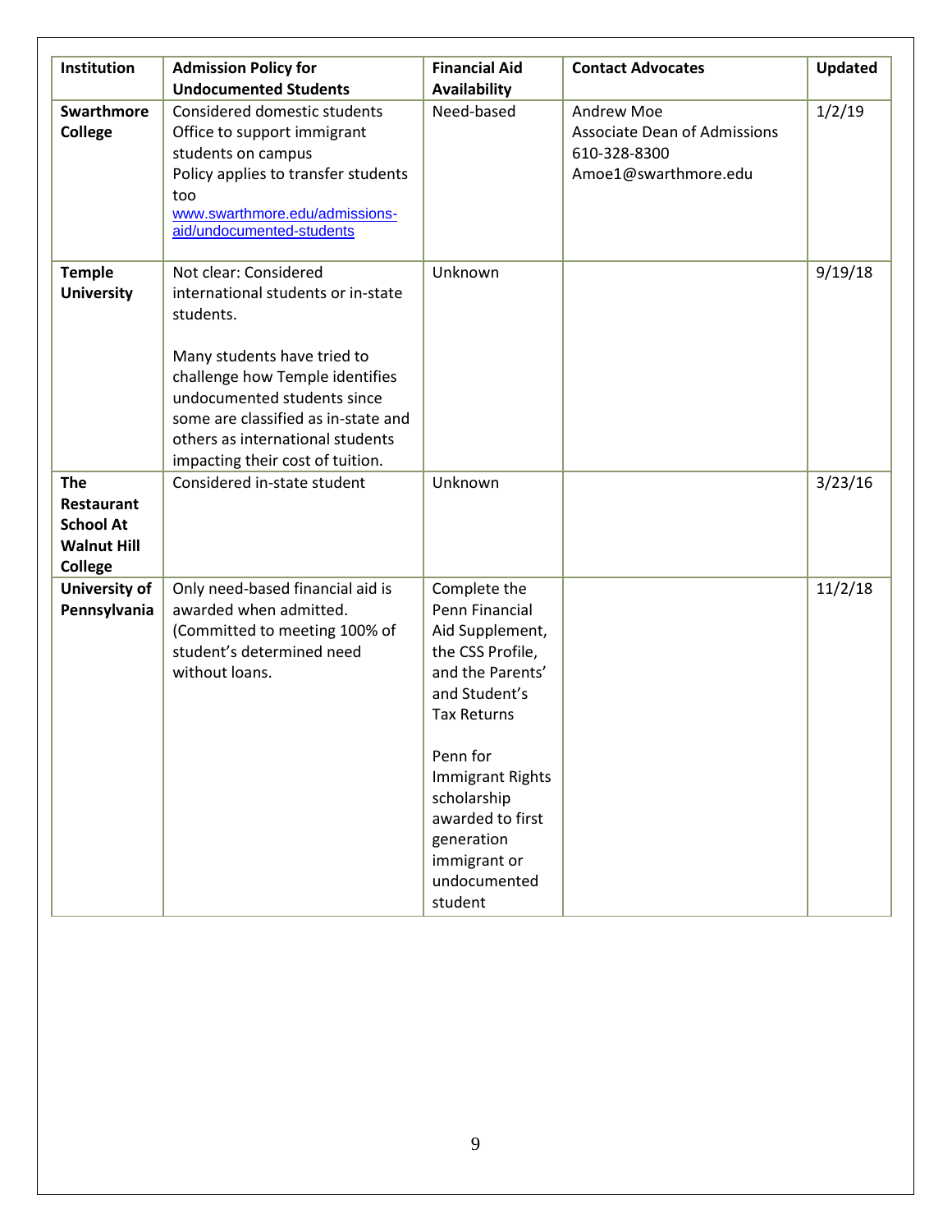| Institution | Admission Policy for Undocumented Students | Financial Aid Availability | Contact Advocates | Updated |
|---|---|---|---|---|
| **Swarthmore College** | Considered domestic students<br>Office to support immigrant students on campus<br>Policy applies to transfer students too<br>www.swarthmore.edu/admissions-aid/undocumented-students | Need-based | Andrew Moe<br>Associate Dean of Admissions<br>610-328-8300<br>Amoe1@swarthmore.edu | 1/2/19 |
| **Temple University** | Not clear: Considered international students or in-state students.<br><br>Many students have tried to challenge how Temple identifies undocumented students since some are classified as in-state and others as international students impacting their cost of tuition. | Unknown | | 9/19/18 |
| **The Restaurant School At Walnut Hill College** | Considered in-state student | Unknown | | 3/23/16 |
| **University of Pennsylvania** | Only need-based financial aid is awarded when admitted. (Committed to meeting 100% of student's determined need without loans. | Complete the Penn Financial Aid Supplement, the CSS Profile, and the Parents' and Student's Tax Returns<br><br>Penn for Immigrant Rights scholarship awarded to first generation immigrant or undocumented student | | 11/2/18 |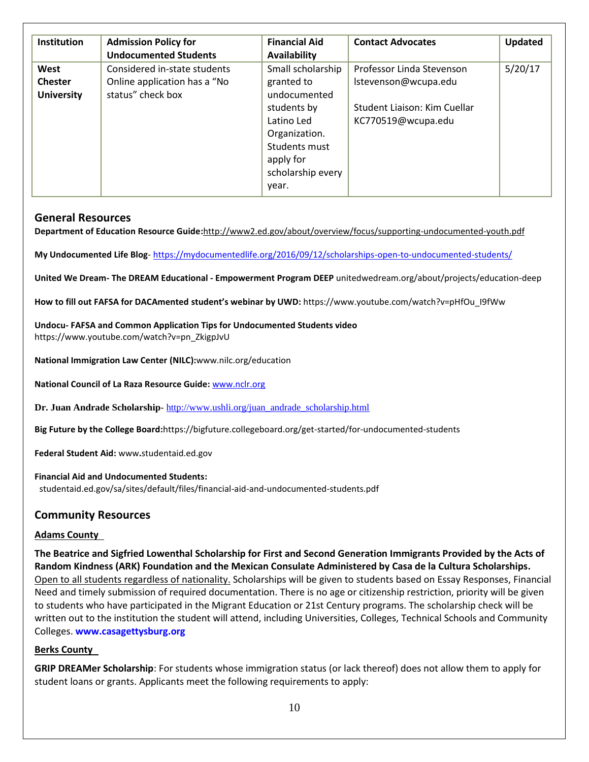| Institution | Admission Policy for Undocumented Students | Financial Aid Availability | Contact Advocates | Updated |
|---|---|---|---|---|
| **West Chester University** | Considered in-state students<br>Online application has a "No status" check box | Small scholarship granted to undocumented students by Latino Led Organization. Students must apply for scholarship every year. | Professor Linda Stevenson<br>lstevenson@wcupa.edu<br><br>Student Liaison: Kim Cuellar<br>KC770519@wcupa.edu | 5/20/17 |

## General Resources

**Department of Education Resource Guide:**http://www2.ed.gov/about/overview/focus/supporting-undocumented-youth.pdf

**My Undocumented Life Blog**- https://mydocumentedlife.org/2016/09/12/scholarships-open-to-undocumented-students/

**United We Dream- The DREAM Educational - Empowerment Program DEEP** unitedwedream.org/about/projects/education-deep

**How to fill out FAFSA for DACAmented student's webinar by UWD:** https://www.youtube.com/watch?v=pHfOu_I9fWw

**Undocu- FAFSA and Common Application Tips for Undocumented Students video**
https://www.youtube.com/watch?v=pn_ZkigpJvU

**National Immigration Law Center (NILC):**www.nilc.org/education

**National Council of La Raza Resource Guide:** www.nclr.org

**Dr. Juan Andrade Scholarship**- http://www.ushli.org/juan_andrade_scholarship.html

**Big Future by the College Board:**https://bigfuture.collegeboard.org/get-started/for-undocumented-students

**Federal Student Aid:** www.studentaid.ed.gov

**Financial Aid and Undocumented Students:**
studentaid.ed.gov/sa/sites/default/files/financial-aid-and-undocumented-students.pdf

## Community Resources

**Adams County**

**The Beatrice and Sigfried Lowenthal Scholarship for First and Second Generation Immigrants Provided by the Acts of Random Kindness (ARK) Foundation and the Mexican Consulate Administered by Casa de la Cultura Scholarships.** Open to all students regardless of nationality. Scholarships will be given to students based on Essay Responses, Financial Need and timely submission of required documentation. There is no age or citizenship restriction, priority will be given to students who have participated in the Migrant Education or 21st Century programs. The scholarship check will be written out to the institution the student will attend, including Universities, Colleges, Technical Schools and Community Colleges. **www.casagettysburg.org**

**Berks County**

**GRIP DREAMer Scholarship**: For students whose immigration status (or lack thereof) does not allow them to apply for student loans or grants. Applicants meet the following requirements to apply: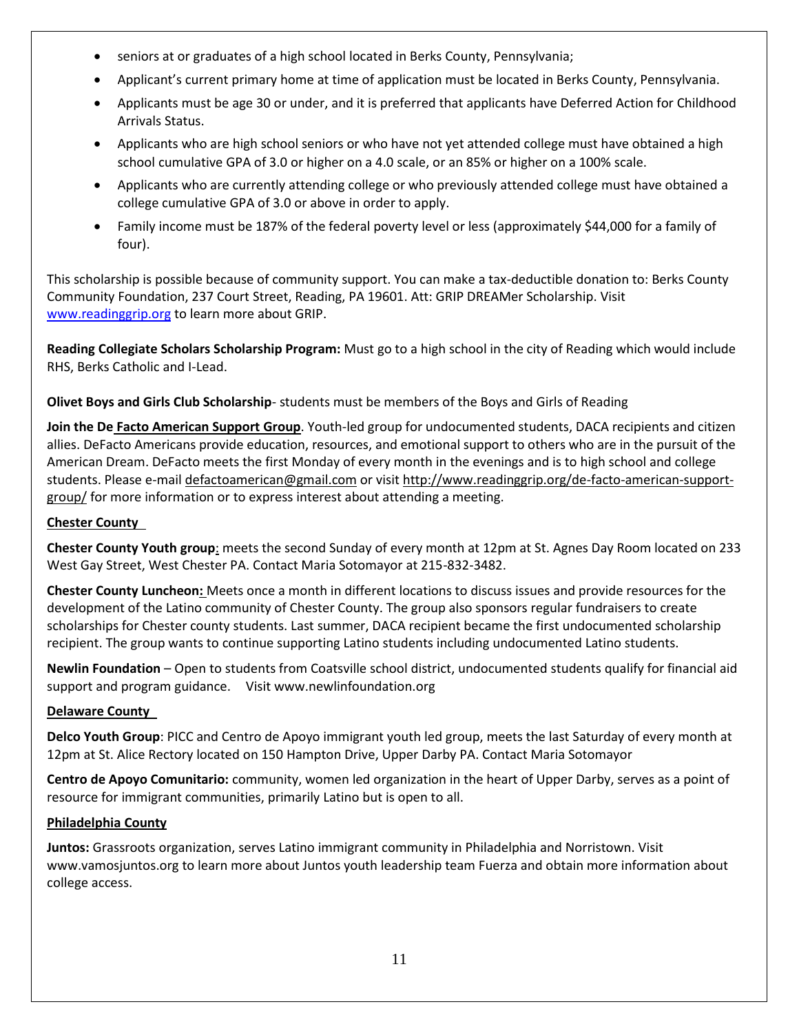- seniors at or graduates of a high school located in Berks County, Pennsylvania;
- Applicant's current primary home at time of application must be located in Berks County, Pennsylvania.
- Applicants must be age 30 or under, and it is preferred that applicants have Deferred Action for Childhood Arrivals Status.
- Applicants who are high school seniors or who have not yet attended college must have obtained a high school cumulative GPA of 3.0 or higher on a 4.0 scale, or an 85% or higher on a 100% scale.
- Applicants who are currently attending college or who previously attended college must have obtained a college cumulative GPA of 3.0 or above in order to apply.
- Family income must be 187% of the federal poverty level or less (approximately $44,000 for a family of four).

This scholarship is possible because of community support. You can make a tax-deductible donation to: Berks County Community Foundation, 237 Court Street, Reading, PA 19601. Att: GRIP DREAMer Scholarship. Visit www.readinggrip.org to learn more about GRIP.

**Reading Collegiate Scholars Scholarship Program:** Must go to a high school in the city of Reading which would include RHS, Berks Catholic and I-Lead.

**Olivet Boys and Girls Club Scholarship**- students must be members of the Boys and Girls of Reading

**Join the De Facto American Support Group**. Youth-led group for undocumented students, DACA recipients and citizen allies. DeFacto Americans provide education, resources, and emotional support to others who are in the pursuit of the American Dream. DeFacto meets the first Monday of every month in the evenings and is to high school and college students. Please e-mail defactoamerican@gmail.com or visit http://www.readinggrip.org/de-facto-american-support-group/ for more information or to express interest about attending a meeting.

**Chester County**

**Chester County Youth group**: meets the second Sunday of every month at 12pm at St. Agnes Day Room located on 233 West Gay Street, West Chester PA. Contact Maria Sotomayor at 215-832-3482.

**Chester County Luncheon:** Meets once a month in different locations to discuss issues and provide resources for the development of the Latino community of Chester County. The group also sponsors regular fundraisers to create scholarships for Chester county students. Last summer, DACA recipient became the first undocumented scholarship recipient. The group wants to continue supporting Latino students including undocumented Latino students.

**Newlin Foundation** – Open to students from Coatsville school district, undocumented students qualify for financial aid support and program guidance. Visit www.newlinfoundation.org

**Delaware County**

**Delco Youth Group**: PICC and Centro de Apoyo immigrant youth led group, meets the last Saturday of every month at 12pm at St. Alice Rectory located on 150 Hampton Drive, Upper Darby PA. Contact Maria Sotomayor

**Centro de Apoyo Comunitario:** community, women led organization in the heart of Upper Darby, serves as a point of resource for immigrant communities, primarily Latino but is open to all.

**Philadelphia County**

**Juntos:** Grassroots organization, serves Latino immigrant community in Philadelphia and Norristown. Visit www.vamosjuntos.org to learn more about Juntos youth leadership team Fuerza and obtain more information about college access.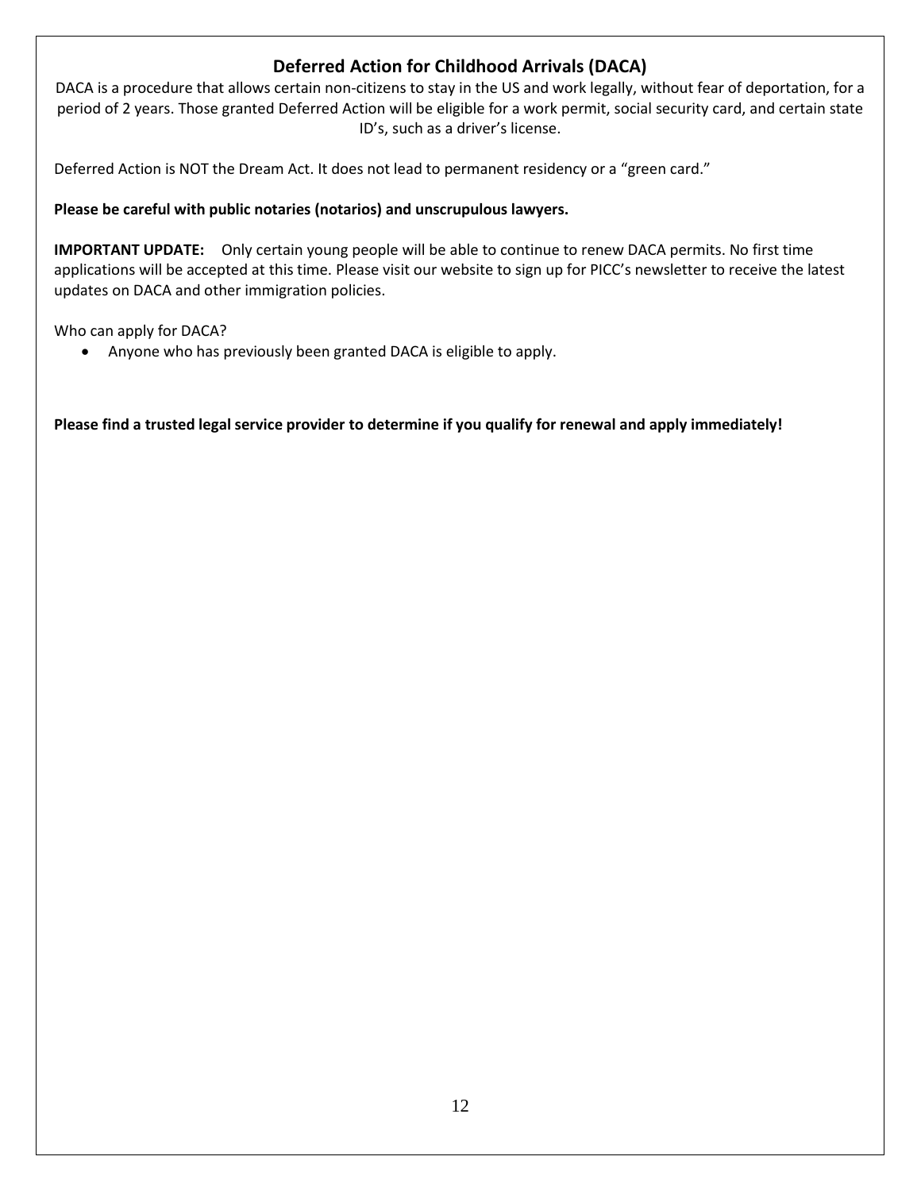## Deferred Action for Childhood Arrivals (DACA)

DACA is a procedure that allows certain non-citizens to stay in the US and work legally, without fear of deportation, for a period of 2 years. Those granted Deferred Action will be eligible for a work permit, social security card, and certain state ID's, such as a driver's license.

Deferred Action is NOT the Dream Act. It does not lead to permanent residency or a "green card."

**Please be careful with public notaries (notarios) and unscrupulous lawyers.**

**IMPORTANT UPDATE:** Only certain young people will be able to continue to renew DACA permits. No first time applications will be accepted at this time. Please visit our website to sign up for PICC's newsletter to receive the latest updates on DACA and other immigration policies.

Who can apply for DACA?

- Anyone who has previously been granted DACA is eligible to apply.

**Please find a trusted legal service provider to determine if you qualify for renewal and apply immediately!**